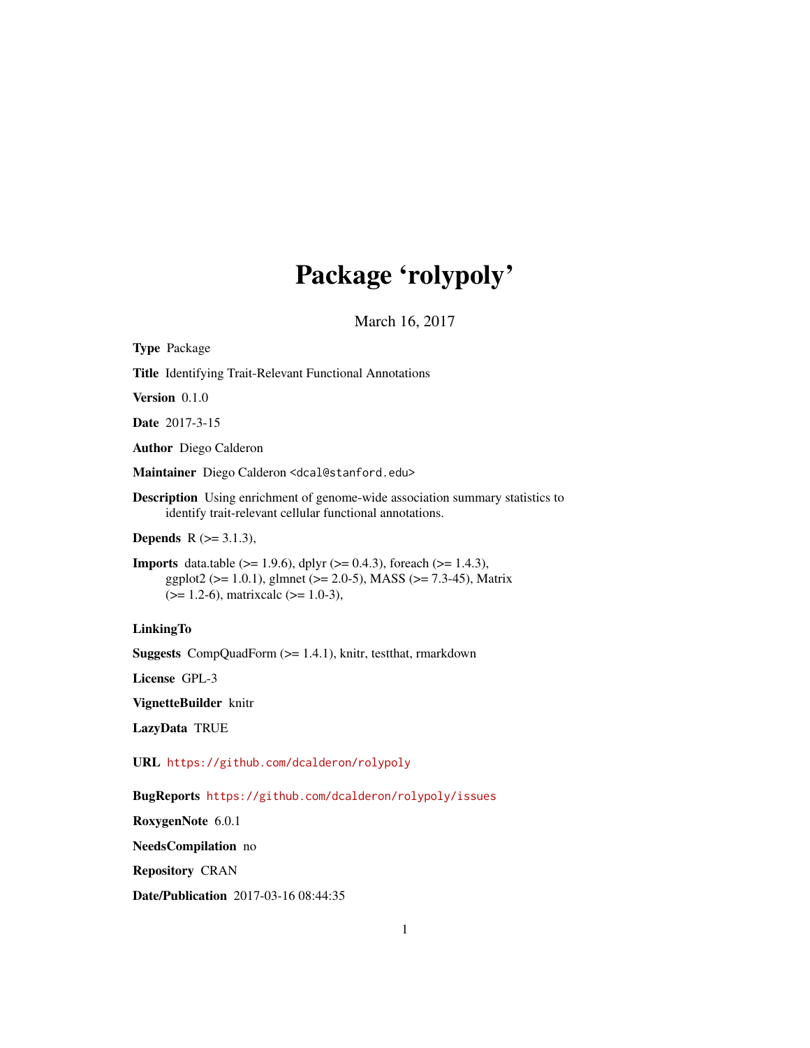# Package 'rolypoly'

March 16, 2017

**Type** Package

**Title** Identifying Trait-Relevant Functional Annotations

**Version** 0.1.0

**Date** 2017-3-15

**Author** Diego Calderon

**Maintainer** Diego Calderon <dcal@stanford.edu>

**Description** Using enrichment of genome-wide association summary statistics to identify trait-relevant cellular functional annotations.

**Depends** R (>= 3.1.3),

**Imports** data.table (>= 1.9.6), dplyr (>= 0.4.3), foreach (>= 1.4.3), ggplot2 (>= 1.0.1), glmnet (>= 2.0-5), MASS (>= 7.3-45), Matrix (>= 1.2-6), matrixcalc (>= 1.0-3),

**LinkingTo**

**Suggests** CompQuadForm (>= 1.4.1), knitr, testthat, rmarkdown

**License** GPL-3

**VignetteBuilder** knitr

**LazyData** TRUE

**URL** https://github.com/dcalderon/rolypoly

**BugReports** https://github.com/dcalderon/rolypoly/issues

**RoxygenNote** 6.0.1

**NeedsCompilation** no

**Repository** CRAN

**Date/Publication** 2017-03-16 08:44:35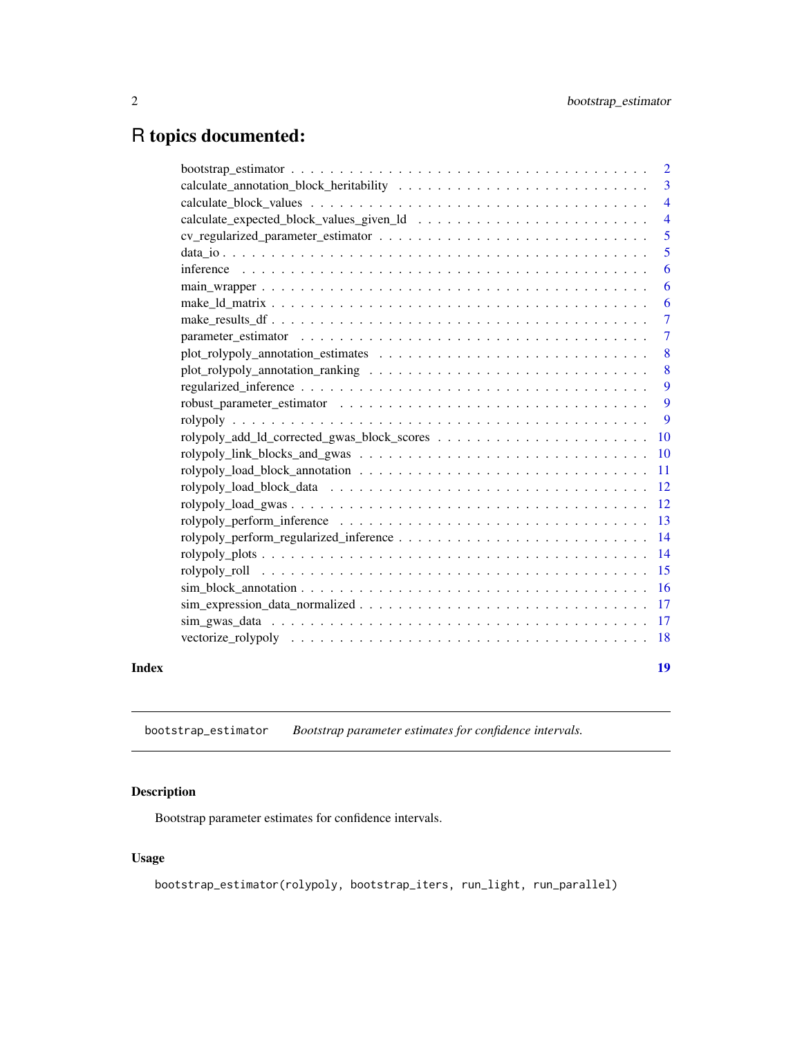# R topics documented:

bootstrap_estimator . . . . . . . . . . . . . . . . . . . . . . . . . . . . . . . . . . . . . . 2
calculate_annotation_block_heritability . . . . . . . . . . . . . . . . . . . . . . . . . . 3
calculate_block_values . . . . . . . . . . . . . . . . . . . . . . . . . . . . . . . . . . . . 4
calculate_expected_block_values_given_ld . . . . . . . . . . . . . . . . . . . . . . . . 4
cv_regularized_parameter_estimator . . . . . . . . . . . . . . . . . . . . . . . . . . . . 5
data_io . . . . . . . . . . . . . . . . . . . . . . . . . . . . . . . . . . . . . . . . . . . . 5
inference . . . . . . . . . . . . . . . . . . . . . . . . . . . . . . . . . . . . . . . . . . 6
main_wrapper . . . . . . . . . . . . . . . . . . . . . . . . . . . . . . . . . . . . . . . . 6
make_ld_matrix . . . . . . . . . . . . . . . . . . . . . . . . . . . . . . . . . . . . . . . 6
make_results_df . . . . . . . . . . . . . . . . . . . . . . . . . . . . . . . . . . . . . . . 7
parameter_estimator . . . . . . . . . . . . . . . . . . . . . . . . . . . . . . . . . . . . 7
plot_rolypoly_annotation_estimates . . . . . . . . . . . . . . . . . . . . . . . . . . . . 8
plot_rolypoly_annotation_ranking . . . . . . . . . . . . . . . . . . . . . . . . . . . . . 8
regularized_inference . . . . . . . . . . . . . . . . . . . . . . . . . . . . . . . . . . . . 9
robust_parameter_estimator . . . . . . . . . . . . . . . . . . . . . . . . . . . . . . . . 9
rolypoly . . . . . . . . . . . . . . . . . . . . . . . . . . . . . . . . . . . . . . . . . . . 9
rolypoly_add_ld_corrected_gwas_block_scores . . . . . . . . . . . . . . . . . . . . . . 10
rolypoly_link_blocks_and_gwas . . . . . . . . . . . . . . . . . . . . . . . . . . . . . . 10
rolypoly_load_block_annotation . . . . . . . . . . . . . . . . . . . . . . . . . . . . . . 11
rolypoly_load_block_data . . . . . . . . . . . . . . . . . . . . . . . . . . . . . . . . . 12
rolypoly_load_gwas . . . . . . . . . . . . . . . . . . . . . . . . . . . . . . . . . . . . . 12
rolypoly_perform_inference . . . . . . . . . . . . . . . . . . . . . . . . . . . . . . . . 13
rolypoly_perform_regularized_inference . . . . . . . . . . . . . . . . . . . . . . . . . . 14
rolypoly_plots . . . . . . . . . . . . . . . . . . . . . . . . . . . . . . . . . . . . . . . . 14
rolypoly_roll . . . . . . . . . . . . . . . . . . . . . . . . . . . . . . . . . . . . . . . . 15
sim_block_annotation . . . . . . . . . . . . . . . . . . . . . . . . . . . . . . . . . . . . 16
sim_expression_data_normalized . . . . . . . . . . . . . . . . . . . . . . . . . . . . . . 17
sim_gwas_data . . . . . . . . . . . . . . . . . . . . . . . . . . . . . . . . . . . . . . . . 17
vectorize_rolypoly . . . . . . . . . . . . . . . . . . . . . . . . . . . . . . . . . . . . . . 18

**Index** **19**

---

`bootstrap_estimator` *Bootstrap parameter estimates for confidence intervals.*

---

### Description

Bootstrap parameter estimates for confidence intervals.

### Usage

```
bootstrap_estimator(rolypoly, bootstrap_iters, run_light, run_parallel)
```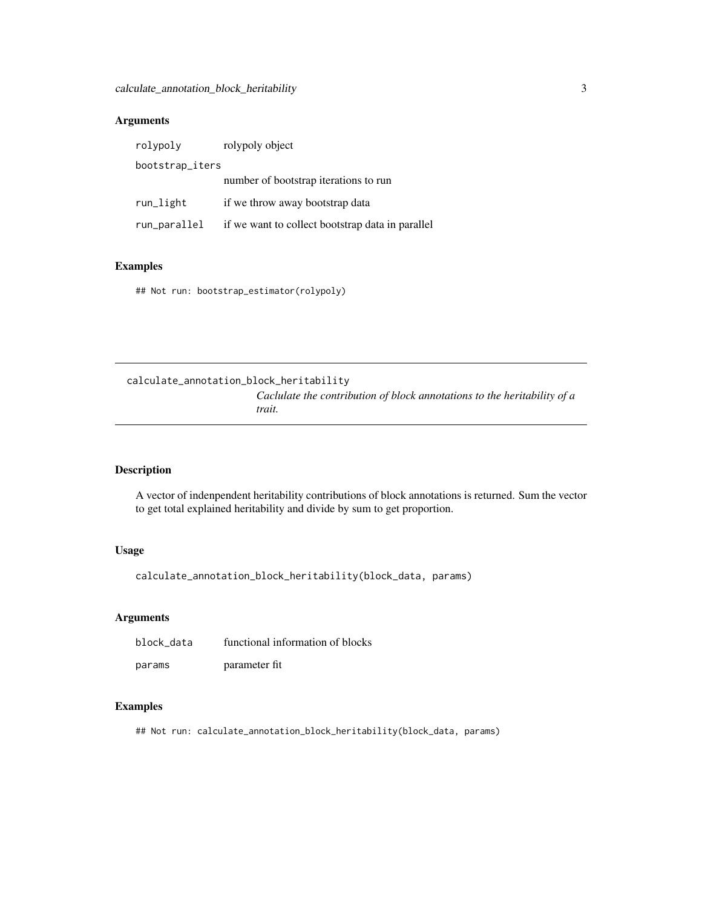## Arguments

| | |
|---|---|
| rolypoly | rolypoly object |
| bootstrap_iters | number of bootstrap iterations to run |
| run_light | if we throw away bootstrap data |
| run_parallel | if we want to collect bootstrap data in parallel |

## Examples

```
## Not run: bootstrap_estimator(rolypoly)
```

---

# calculate_annotation_block_heritability

*Caclulate the contribution of block annotations to the heritability of a trait.*

---

## Description

A vector of indenpendent heritability contributions of block annotations is returned. Sum the vector to get total explained heritability and divide by sum to get proportion.

## Usage

```
calculate_annotation_block_heritability(block_data, params)
```

## Arguments

| | |
|---|---|
| block_data | functional information of blocks |
| params | parameter fit |

## Examples

```
## Not run: calculate_annotation_block_heritability(block_data, params)
```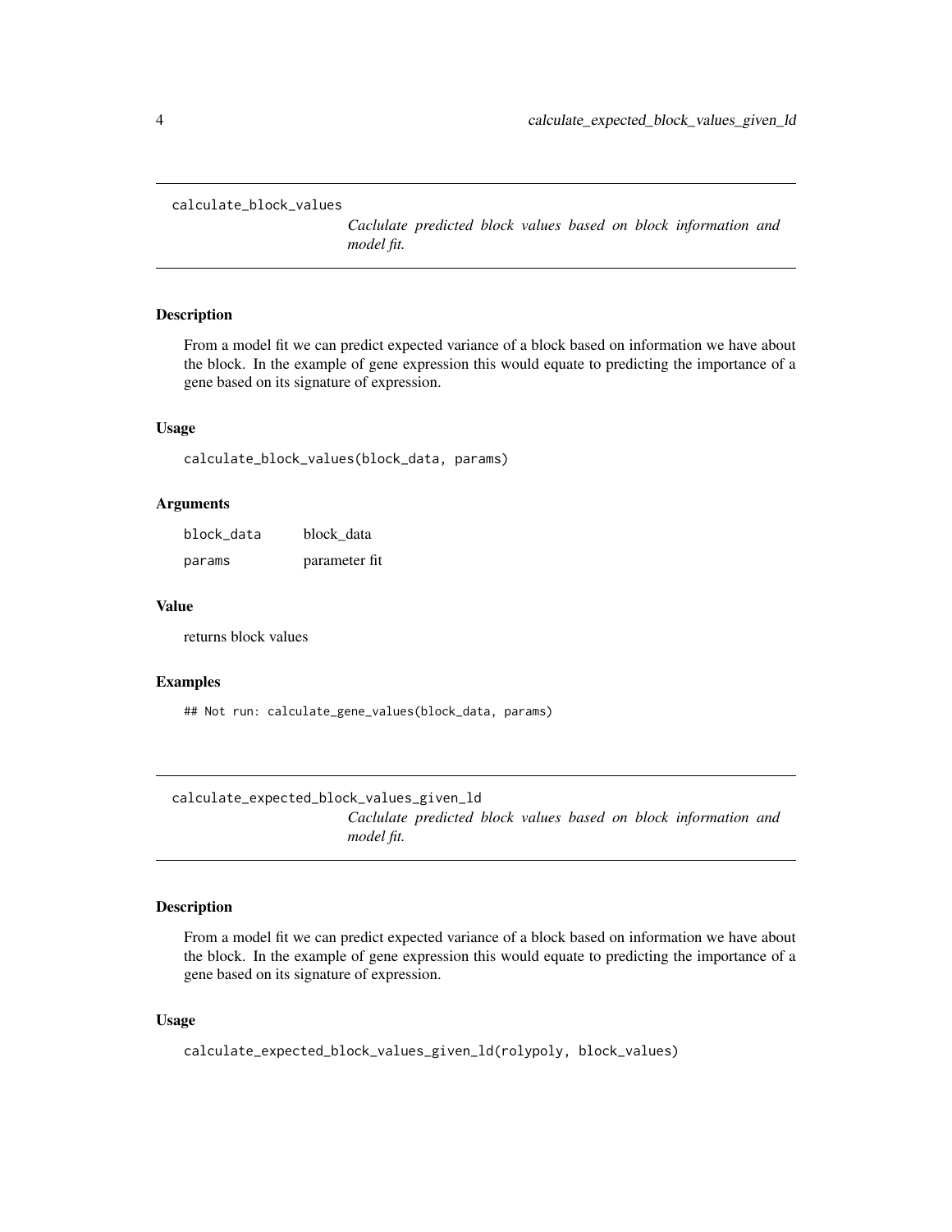## calculate_block_values

*Caclulate predicted block values based on block information and model fit.*

### Description

From a model fit we can predict expected variance of a block based on information we have about the block. In the example of gene expression this would equate to predicting the importance of a gene based on its signature of expression.

### Usage

```
calculate_block_values(block_data, params)
```

### Arguments

| | |
|---|---|
| `block_data` | block_data |
| `params` | parameter fit |

### Value

returns block values

### Examples

```
## Not run: calculate_gene_values(block_data, params)
```

## calculate_expected_block_values_given_ld

*Caclulate predicted block values based on block information and model fit.*

### Description

From a model fit we can predict expected variance of a block based on information we have about the block. In the example of gene expression this would equate to predicting the importance of a gene based on its signature of expression.

### Usage

```
calculate_expected_block_values_given_ld(rolypoly, block_values)
```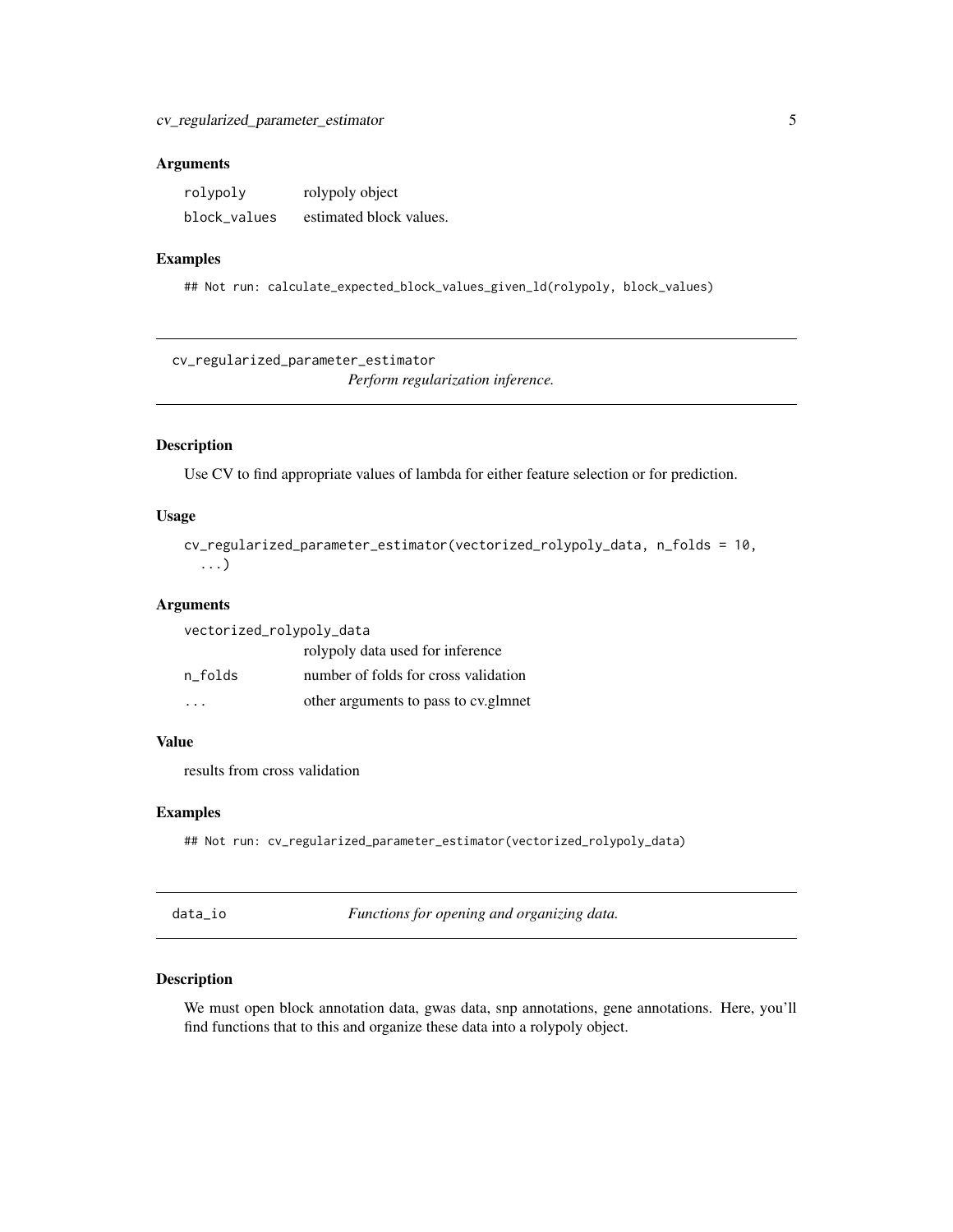### Arguments

| | |
|---|---|
| rolypoly | rolypoly object |
| block_values | estimated block values. |

### Examples

```
## Not run: calculate_expected_block_values_given_ld(rolypoly, block_values)
```

---

## cv_regularized_parameter_estimator

*Perform regularization inference.*

### Description

Use CV to find appropriate values of lambda for either feature selection or for prediction.

### Usage

```
cv_regularized_parameter_estimator(vectorized_rolypoly_data, n_folds = 10,
  ...)
```

### Arguments

| | |
|---|---|
| vectorized_rolypoly_data | rolypoly data used for inference |
| n_folds | number of folds for cross validation |
| ... | other arguments to pass to cv.glmnet |

### Value

results from cross validation

### Examples

```
## Not run: cv_regularized_parameter_estimator(vectorized_rolypoly_data)
```

---

## data_io

*Functions for opening and organizing data.*

### Description

We must open block annotation data, gwas data, snp annotations, gene annotations. Here, you'll find functions that to this and organize these data into a rolypoly object.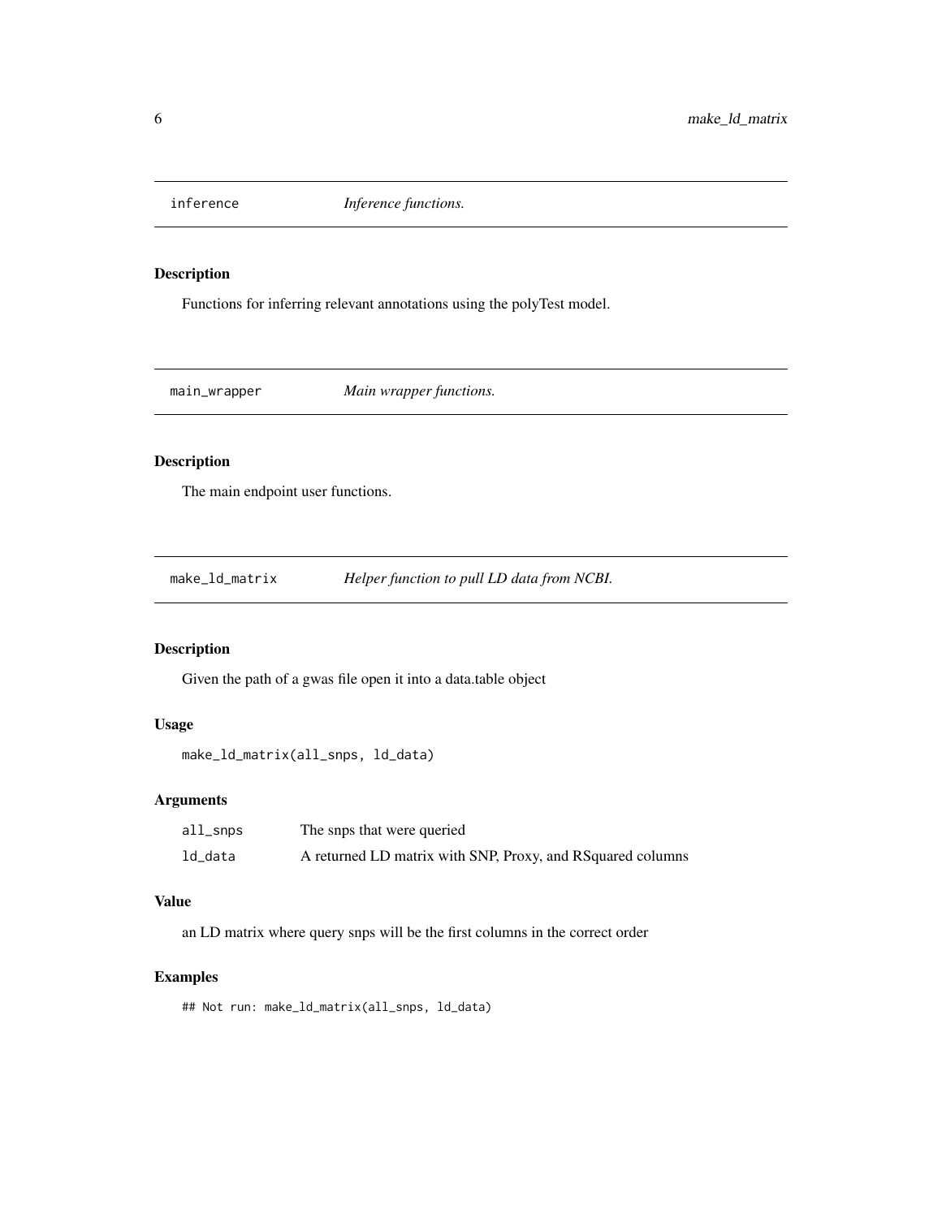## inference — *Inference functions.*

### Description

Functions for inferring relevant annotations using the polyTest model.

## main_wrapper — *Main wrapper functions.*

### Description

The main endpoint user functions.

## make_ld_matrix — *Helper function to pull LD data from NCBI.*

### Description

Given the path of a gwas file open it into a data.table object

### Usage

```
make_ld_matrix(all_snps, ld_data)
```

### Arguments

| | |
|---|---|
| all_snps | The snps that were queried |
| ld_data | A returned LD matrix with SNP, Proxy, and RSquared columns |

### Value

an LD matrix where query snps will be the first columns in the correct order

### Examples

```
## Not run: make_ld_matrix(all_snps, ld_data)
```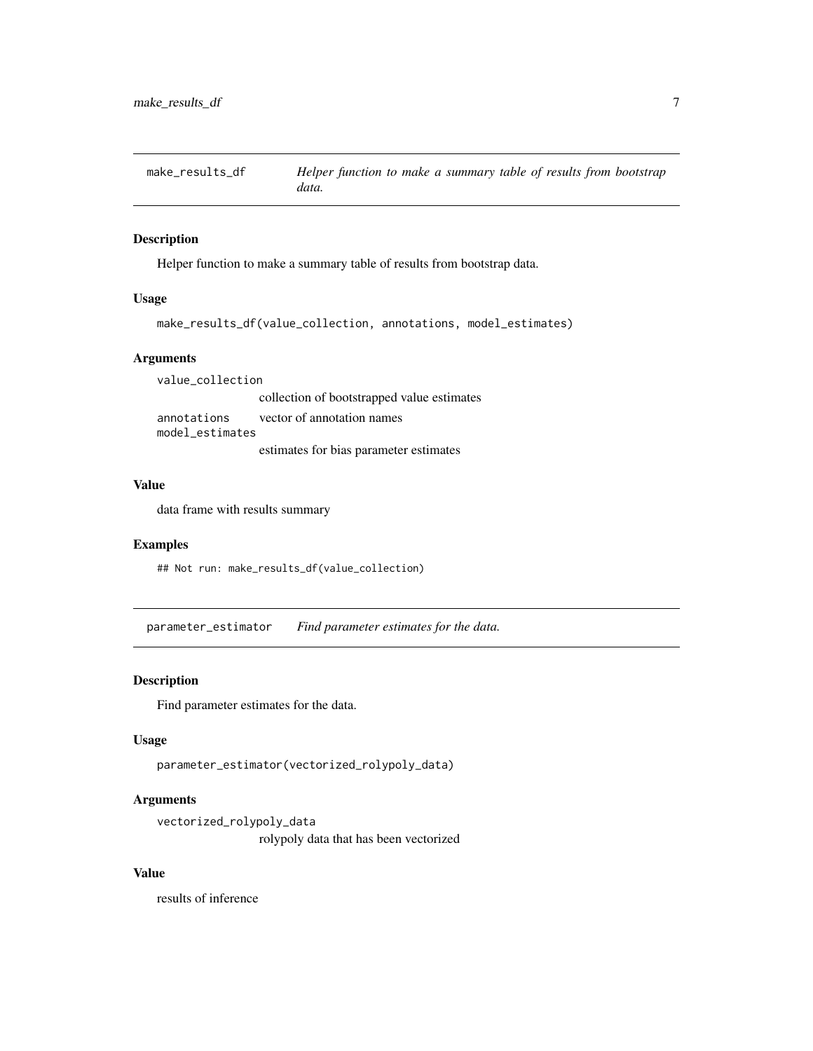## make_results_df — *Helper function to make a summary table of results from bootstrap data.*

### Description

Helper function to make a summary table of results from bootstrap data.

### Usage

```
make_results_df(value_collection, annotations, model_estimates)
```

### Arguments

| | |
|---|---|
| value_collection | collection of bootstrapped value estimates |
| annotations | vector of annotation names |
| model_estimates | estimates for bias parameter estimates |

### Value

data frame with results summary

### Examples

```
## Not run: make_results_df(value_collection)
```

## parameter_estimator — *Find parameter estimates for the data.*

### Description

Find parameter estimates for the data.

### Usage

```
parameter_estimator(vectorized_rolypoly_data)
```

### Arguments

| | |
|---|---|
| vectorized_rolypoly_data | rolypoly data that has been vectorized |

### Value

results of inference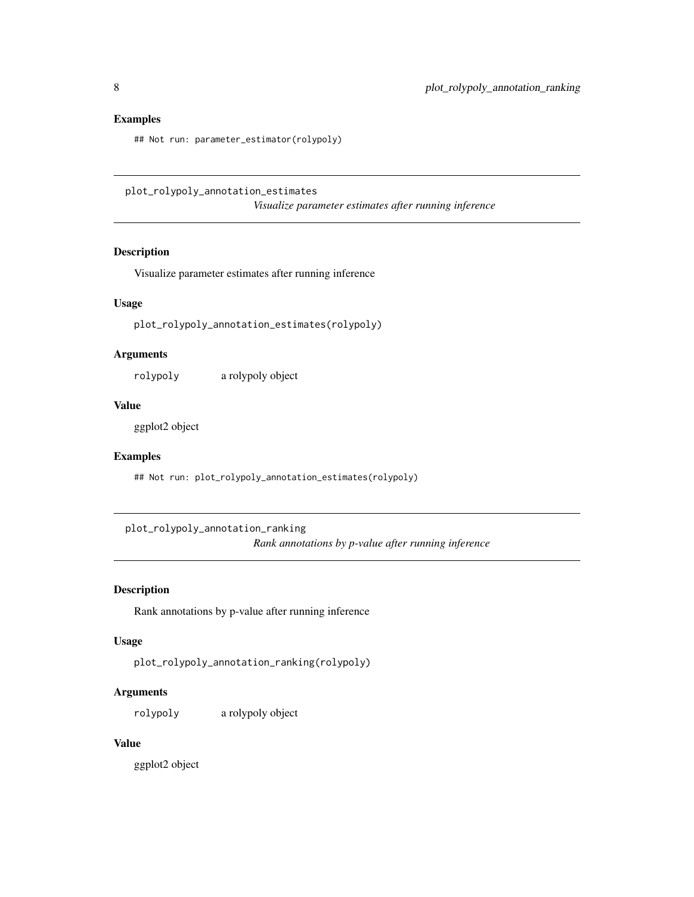### Examples

```
## Not run: parameter_estimator(rolypoly)
```

---

## plot_rolypoly_annotation_estimates

*Visualize parameter estimates after running inference*

---

### Description

Visualize parameter estimates after running inference

### Usage

```
plot_rolypoly_annotation_estimates(rolypoly)
```

### Arguments

| | |
|---|---|
| rolypoly | a rolypoly object |

### Value

ggplot2 object

### Examples

```
## Not run: plot_rolypoly_annotation_estimates(rolypoly)
```

---

## plot_rolypoly_annotation_ranking

*Rank annotations by p-value after running inference*

---

### Description

Rank annotations by p-value after running inference

### Usage

```
plot_rolypoly_annotation_ranking(rolypoly)
```

### Arguments

| | |
|---|---|
| rolypoly | a rolypoly object |

### Value

ggplot2 object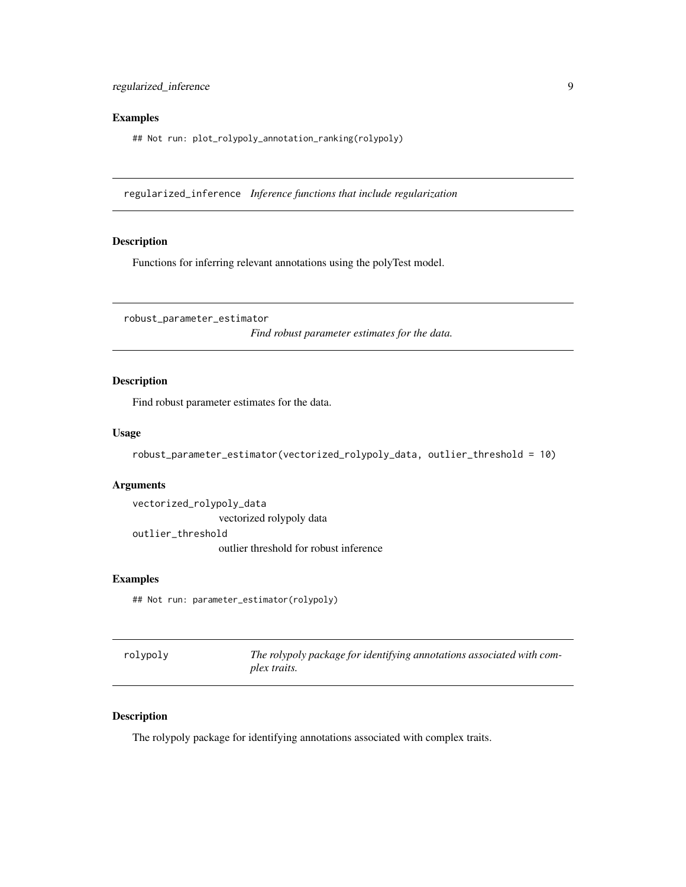## Examples

```
## Not run: plot_rolypoly_annotation_ranking(rolypoly)
```

---

`regularized_inference` *Inference functions that include regularization*

---

### Description

Functions for inferring relevant annotations using the polyTest model.

---

`robust_parameter_estimator` *Find robust parameter estimates for the data.*

---

### Description

Find robust parameter estimates for the data.

### Usage

```
robust_parameter_estimator(vectorized_rolypoly_data, outlier_threshold = 10)
```

### Arguments

`vectorized_rolypoly_data`
vectorized rolypoly data

`outlier_threshold`
outlier threshold for robust inference

### Examples

```
## Not run: parameter_estimator(rolypoly)
```

---

`rolypoly` *The rolypoly package for identifying annotations associated with complex traits.*

---

### Description

The rolypoly package for identifying annotations associated with complex traits.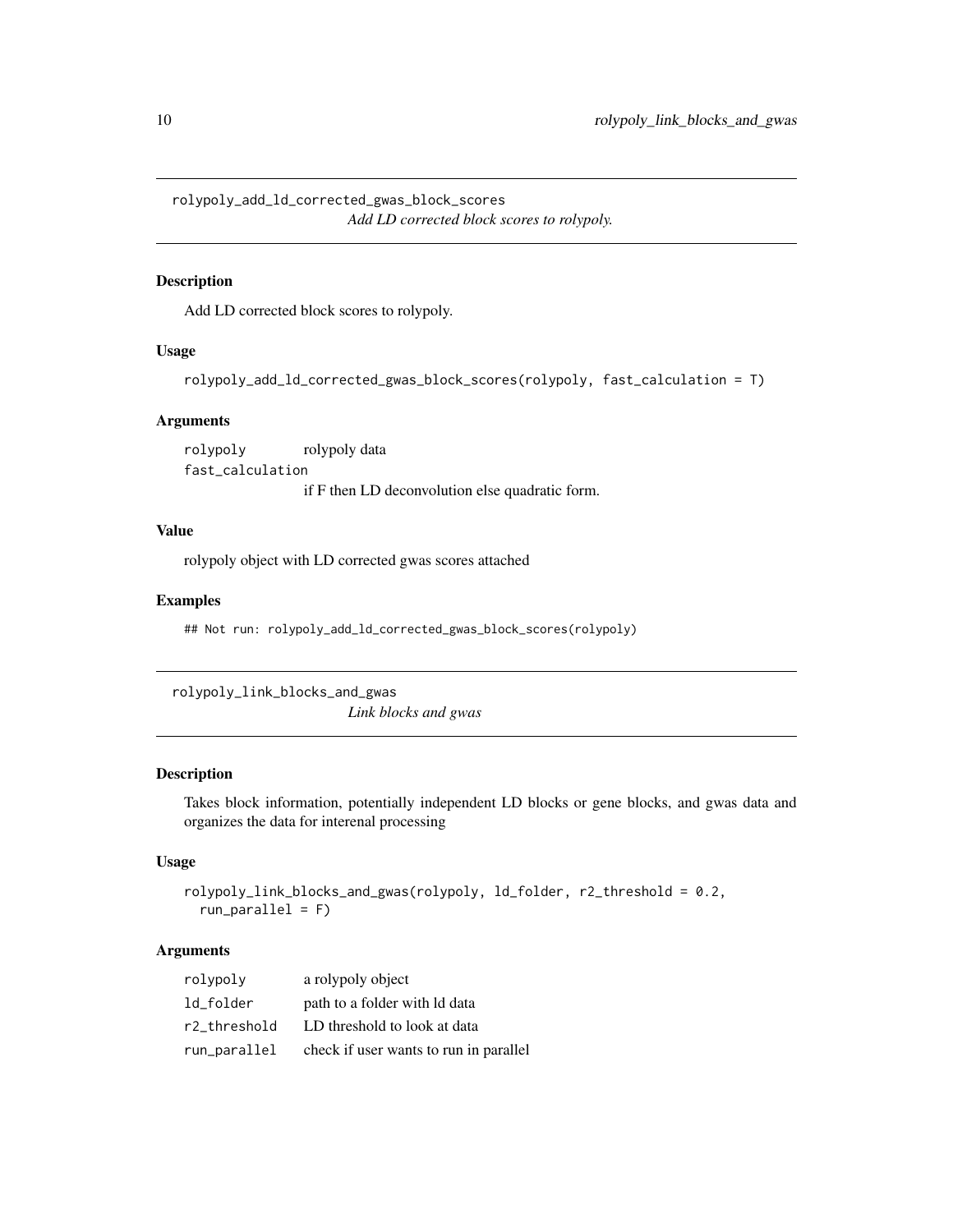## rolypoly_add_ld_corrected_gwas_block_scores

*Add LD corrected block scores to rolypoly.*

### Description

Add LD corrected block scores to rolypoly.

### Usage

```
rolypoly_add_ld_corrected_gwas_block_scores(rolypoly, fast_calculation = T)
```

### Arguments

| | |
|---|---|
| rolypoly | rolypoly data |
| fast_calculation | if F then LD deconvolution else quadratic form. |

### Value

rolypoly object with LD corrected gwas scores attached

### Examples

```
## Not run: rolypoly_add_ld_corrected_gwas_block_scores(rolypoly)
```

## rolypoly_link_blocks_and_gwas

*Link blocks and gwas*

### Description

Takes block information, potentially independent LD blocks or gene blocks, and gwas data and organizes the data for interenal processing

### Usage

```
rolypoly_link_blocks_and_gwas(rolypoly, ld_folder, r2_threshold = 0.2,
  run_parallel = F)
```

### Arguments

| | |
|---|---|
| rolypoly | a rolypoly object |
| ld_folder | path to a folder with ld data |
| r2_threshold | LD threshold to look at data |
| run_parallel | check if user wants to run in parallel |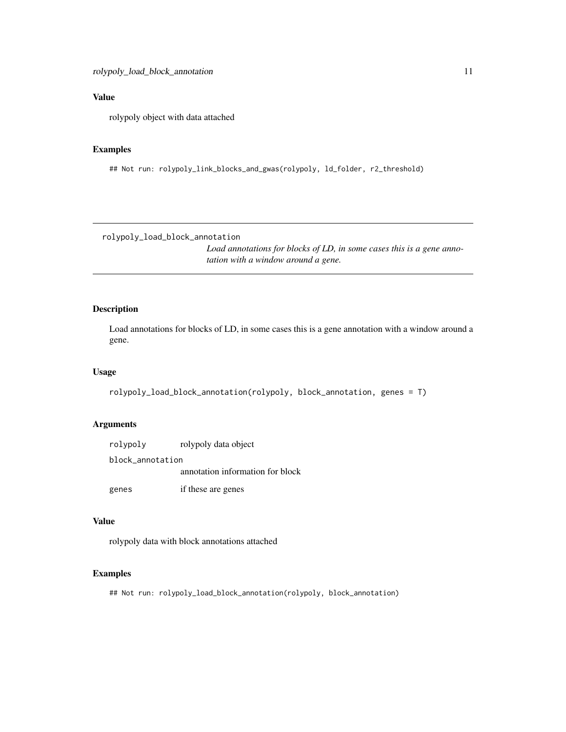### Value

rolypoly object with data attached

### Examples

```
## Not run: rolypoly_link_blocks_and_gwas(rolypoly, ld_folder, r2_threshold)
```

---

## rolypoly_load_block_annotation

*Load annotations for blocks of LD, in some cases this is a gene annotation with a window around a gene.*

---

### Description

Load annotations for blocks of LD, in some cases this is a gene annotation with a window around a gene.

### Usage

```
rolypoly_load_block_annotation(rolypoly, block_annotation, genes = T)
```

### Arguments

| | |
|---|---|
| `rolypoly` | rolypoly data object |
| `block_annotation` | annotation information for block |
| `genes` | if these are genes |

### Value

rolypoly data with block annotations attached

### Examples

```
## Not run: rolypoly_load_block_annotation(rolypoly, block_annotation)
```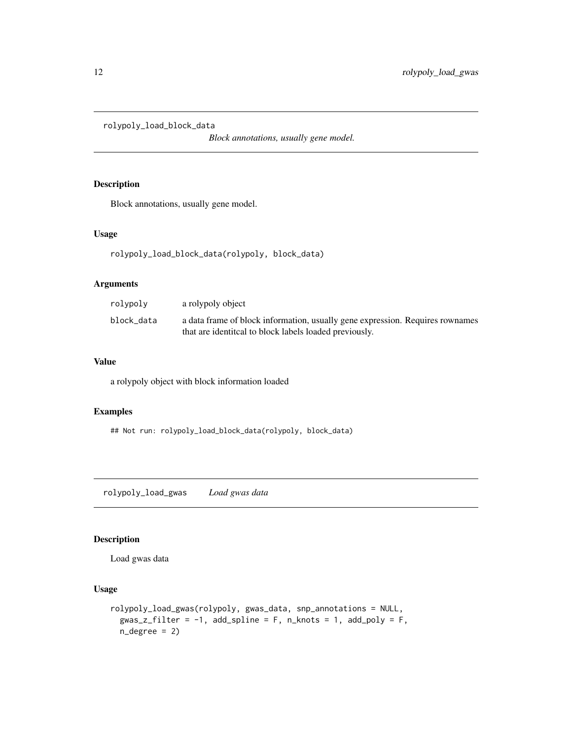## rolypoly_load_block_data

*Block annotations, usually gene model.*

### Description

Block annotations, usually gene model.

### Usage

```
rolypoly_load_block_data(rolypoly, block_data)
```

### Arguments

| | |
|---|---|
| rolypoly | a rolypoly object |
| block_data | a data frame of block information, usually gene expression. Requires rownames that are identitcal to block labels loaded previously. |

### Value

a rolypoly object with block information loaded

### Examples

```
## Not run: rolypoly_load_block_data(rolypoly, block_data)
```

## rolypoly_load_gwas

*Load gwas data*

### Description

Load gwas data

### Usage

```
rolypoly_load_gwas(rolypoly, gwas_data, snp_annotations = NULL,
  gwas_z_filter = -1, add_spline = F, n_knots = 1, add_poly = F,
  n_degree = 2)
```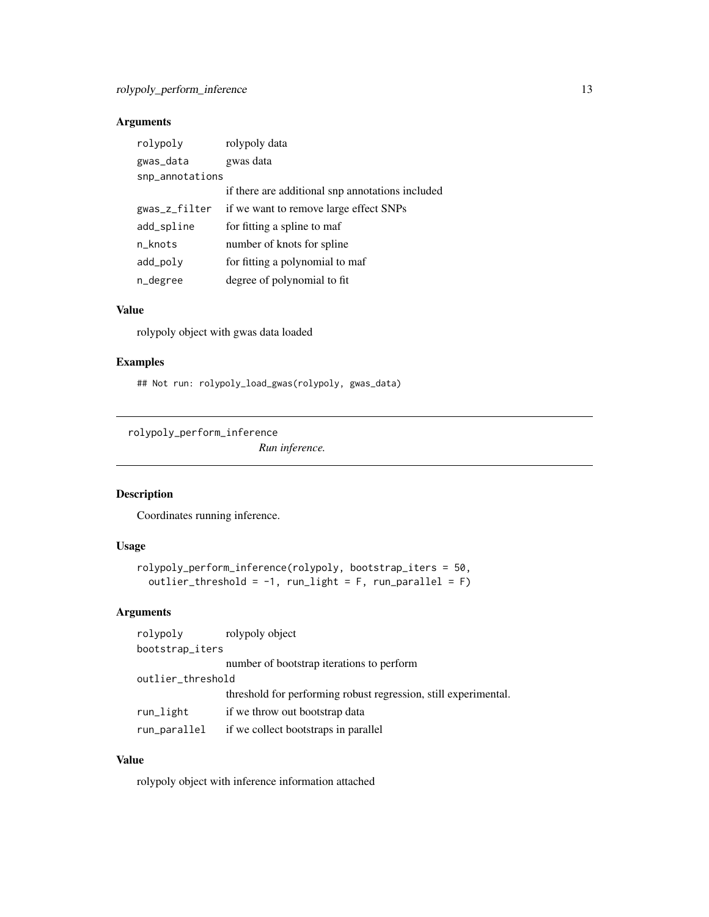## Arguments

| | |
|---|---|
| rolypoly | rolypoly data |
| gwas_data | gwas data |
| snp_annotations | if there are additional snp annotations included |
| gwas_z_filter | if we want to remove large effect SNPs |
| add_spline | for fitting a spline to maf |
| n_knots | number of knots for spline |
| add_poly | for fitting a polynomial to maf |
| n_degree | degree of polynomial to fit |

## Value

rolypoly object with gwas data loaded

## Examples

```
## Not run: rolypoly_load_gwas(rolypoly, gwas_data)
```

---

# rolypoly_perform_inference

*Run inference.*

## Description

Coordinates running inference.

## Usage

```
rolypoly_perform_inference(rolypoly, bootstrap_iters = 50,
  outlier_threshold = -1, run_light = F, run_parallel = F)
```

## Arguments

| | |
|---|---|
| rolypoly | rolypoly object |
| bootstrap_iters | number of bootstrap iterations to perform |
| outlier_threshold | threshold for performing robust regression, still experimental. |
| run_light | if we throw out bootstrap data |
| run_parallel | if we collect bootstraps in parallel |

## Value

rolypoly object with inference information attached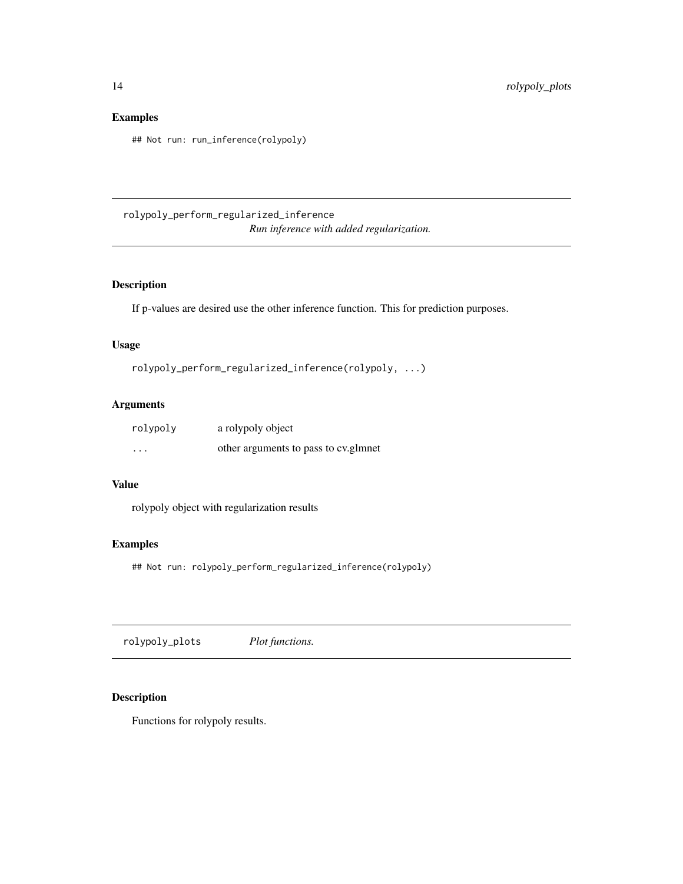### Examples

```
## Not run: run_inference(rolypoly)
```

---

## rolypoly_perform_regularized_inference

*Run inference with added regularization.*

---

### Description

If p-values are desired use the other inference function. This for prediction purposes.

### Usage

```
rolypoly_perform_regularized_inference(rolypoly, ...)
```

### Arguments

| | |
|---|---|
| rolypoly | a rolypoly object |
| ... | other arguments to pass to cv.glmnet |

### Value

rolypoly object with regularization results

### Examples

```
## Not run: rolypoly_perform_regularized_inference(rolypoly)
```

---

## rolypoly_plots

*Plot functions.*

---

### Description

Functions for rolypoly results.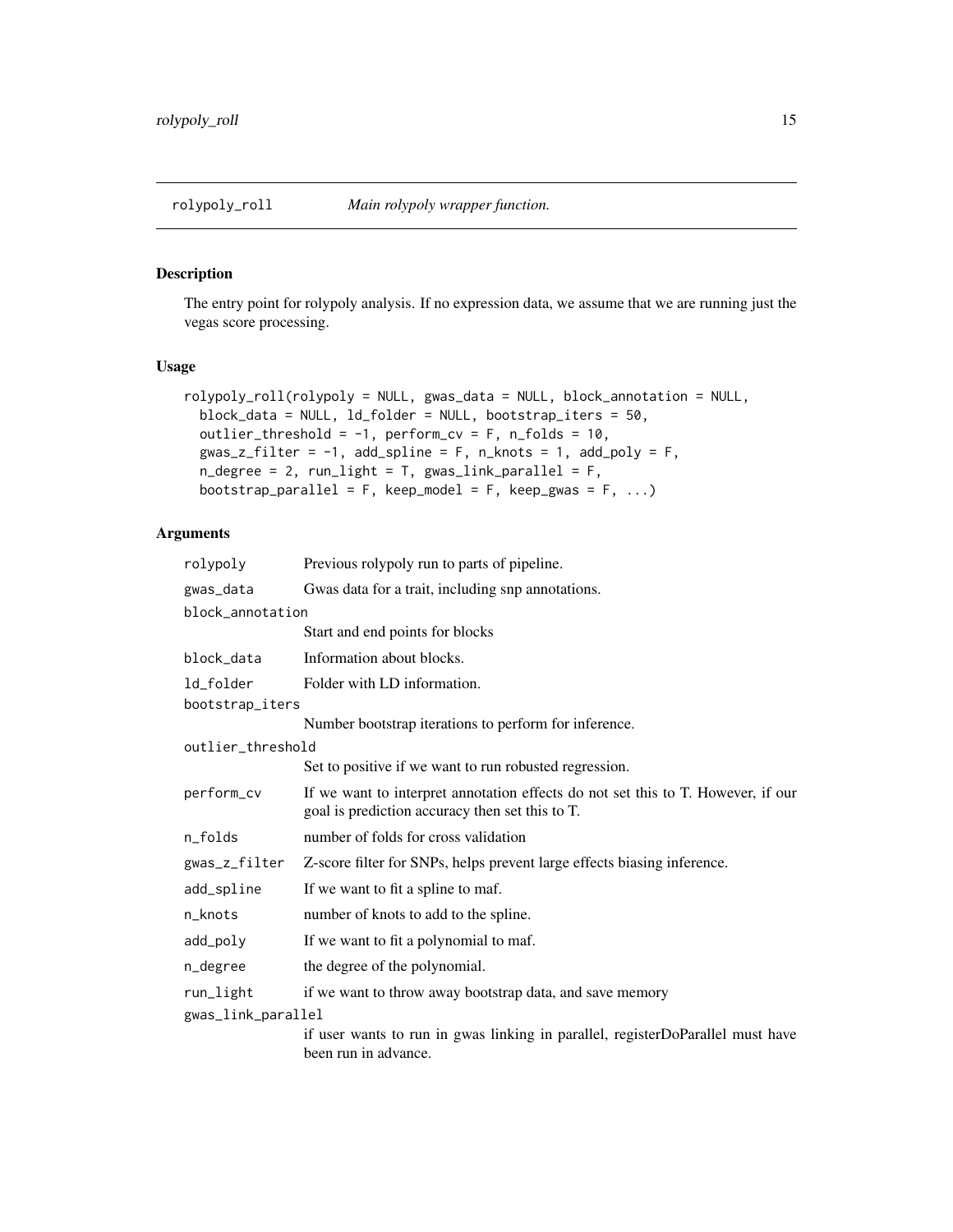## rolypoly_roll — *Main rolypoly wrapper function.*

### Description

The entry point for rolypoly analysis. If no expression data, we assume that we are running just the vegas score processing.

### Usage

```
rolypoly_roll(rolypoly = NULL, gwas_data = NULL, block_annotation = NULL,
  block_data = NULL, ld_folder = NULL, bootstrap_iters = 50,
  outlier_threshold = -1, perform_cv = F, n_folds = 10,
  gwas_z_filter = -1, add_spline = F, n_knots = 1, add_poly = F,
  n_degree = 2, run_light = T, gwas_link_parallel = F,
  bootstrap_parallel = F, keep_model = F, keep_gwas = F, ...)
```

### Arguments

| | |
|---|---|
| `rolypoly` | Previous rolypoly run to parts of pipeline. |
| `gwas_data` | Gwas data for a trait, including snp annotations. |
| `block_annotation` | Start and end points for blocks |
| `block_data` | Information about blocks. |
| `ld_folder` | Folder with LD information. |
| `bootstrap_iters` | Number bootstrap iterations to perform for inference. |
| `outlier_threshold` | Set to positive if we want to run robusted regression. |
| `perform_cv` | If we want to interpret annotation effects do not set this to T. However, if our goal is prediction accuracy then set this to T. |
| `n_folds` | number of folds for cross validation |
| `gwas_z_filter` | Z-score filter for SNPs, helps prevent large effects biasing inference. |
| `add_spline` | If we want to fit a spline to maf. |
| `n_knots` | number of knots to add to the spline. |
| `add_poly` | If we want to fit a polynomial to maf. |
| `n_degree` | the degree of the polynomial. |
| `run_light` | if we want to throw away bootstrap data, and save memory |
| `gwas_link_parallel` | if user wants to run in gwas linking in parallel, registerDoParallel must have been run in advance. |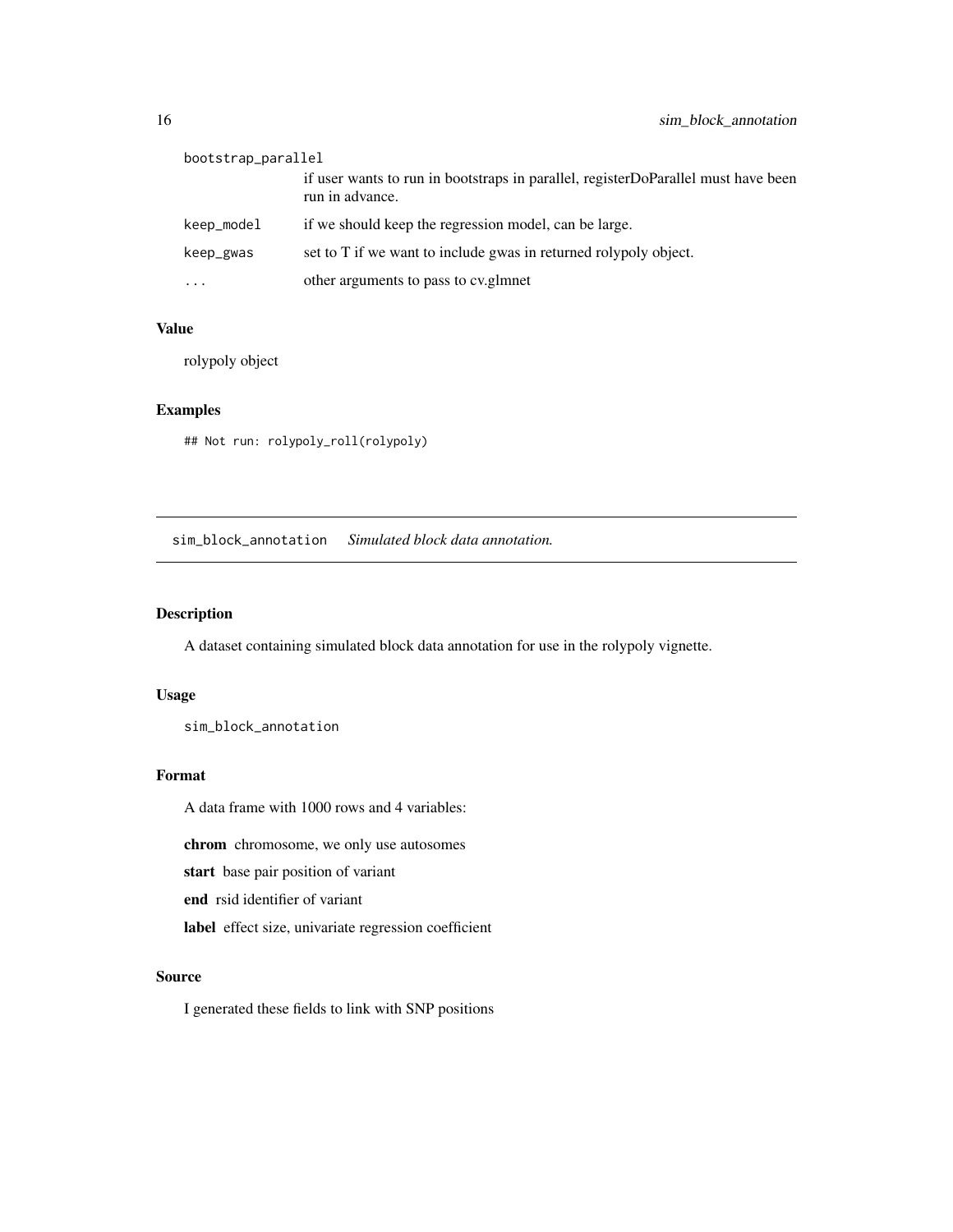| | |
|---|---|
| `bootstrap_parallel` | if user wants to run in bootstraps in parallel, registerDoParallel must have been run in advance. |
| `keep_model` | if we should keep the regression model, can be large. |
| `keep_gwas` | set to T if we want to include gwas in returned rolypoly object. |
| `...` | other arguments to pass to cv.glmnet |

### Value

rolypoly object

### Examples

```
## Not run: rolypoly_roll(rolypoly)
```

---

## `sim_block_annotation` *Simulated block data annotation.*

---

### Description

A dataset containing simulated block data annotation for use in the rolypoly vignette.

### Usage

```
sim_block_annotation
```

### Format

A data frame with 1000 rows and 4 variables:

**chrom** chromosome, we only use autosomes

**start** base pair position of variant

**end** rsid identifier of variant

**label** effect size, univariate regression coefficient

### Source

I generated these fields to link with SNP positions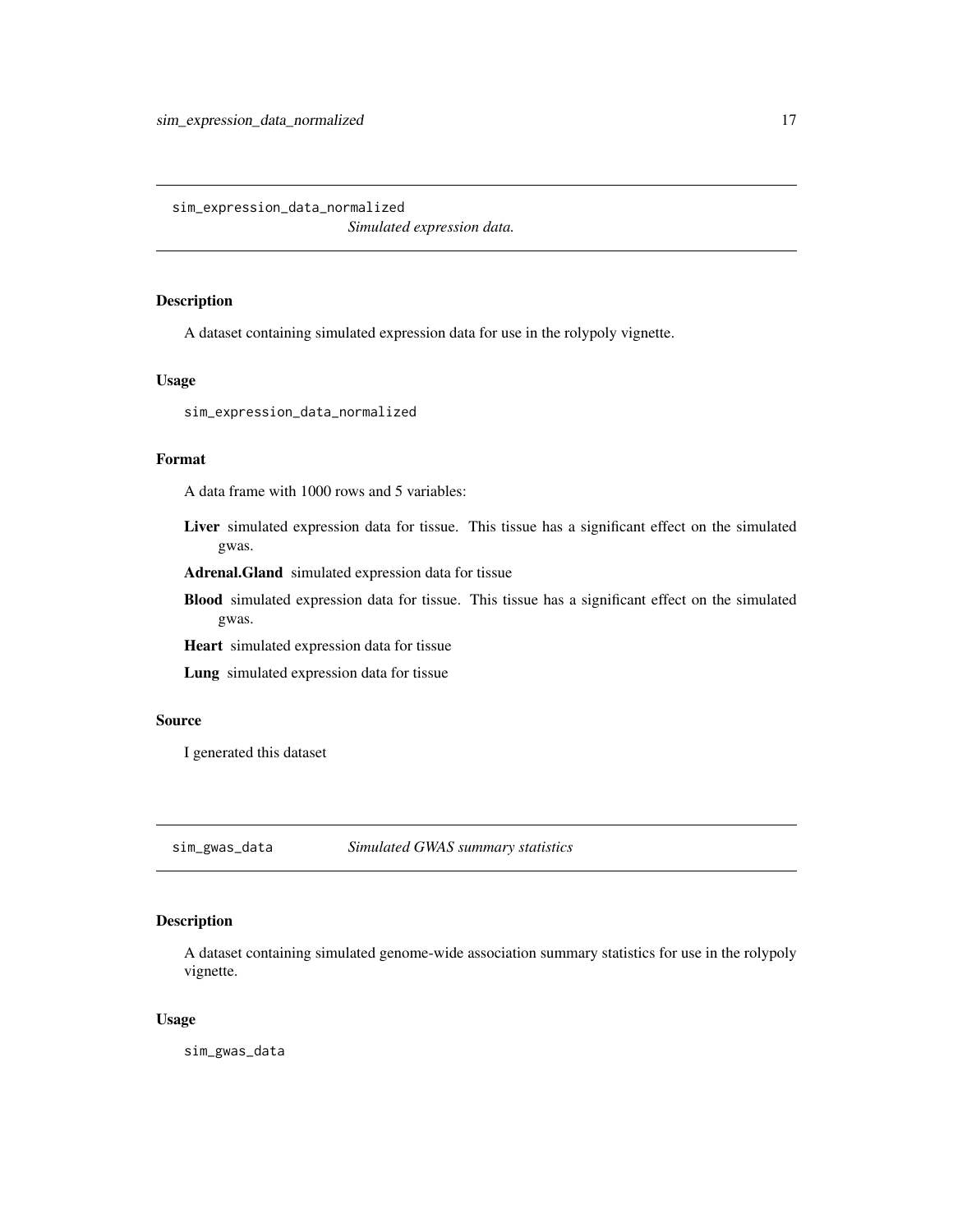## sim_expression_data_normalized

*Simulated expression data.*

### Description

A dataset containing simulated expression data for use in the rolypoly vignette.

### Usage

```
sim_expression_data_normalized
```

### Format

A data frame with 1000 rows and 5 variables:

- **Liver** simulated expression data for tissue. This tissue has a significant effect on the simulated gwas.
- **Adrenal.Gland** simulated expression data for tissue
- **Blood** simulated expression data for tissue. This tissue has a significant effect on the simulated gwas.
- **Heart** simulated expression data for tissue
- **Lung** simulated expression data for tissue

### Source

I generated this dataset

## sim_gwas_data

*Simulated GWAS summary statistics*

### Description

A dataset containing simulated genome-wide association summary statistics for use in the rolypoly vignette.

### Usage

```
sim_gwas_data
```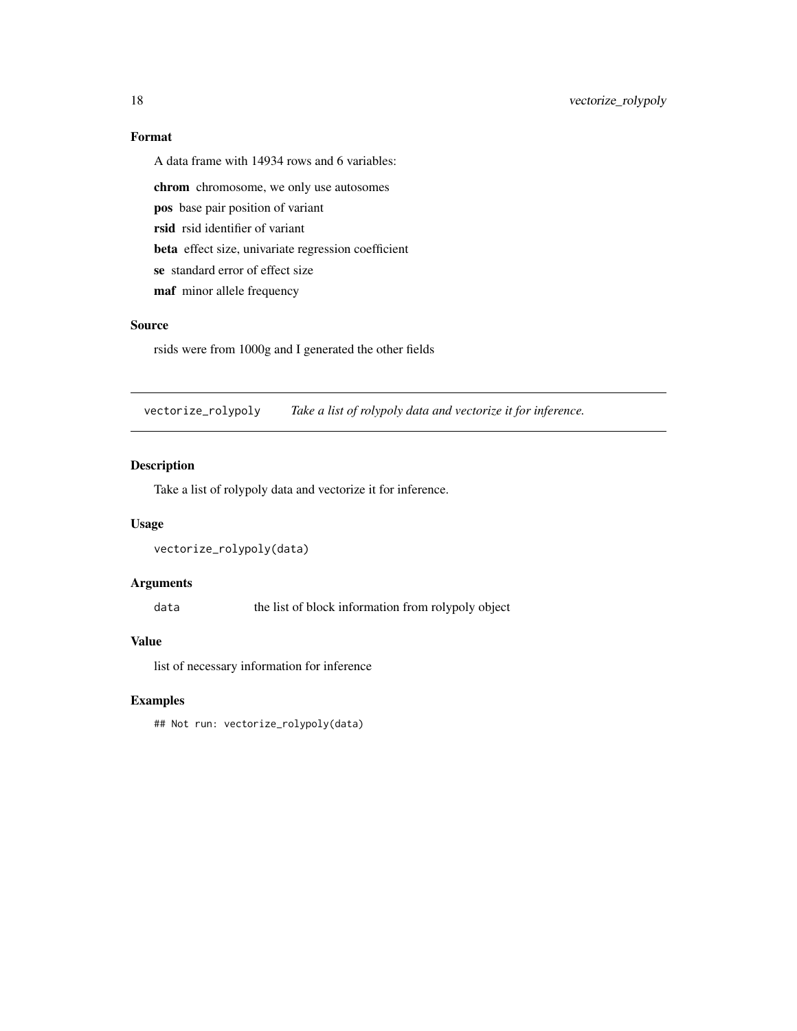### Format

A data frame with 14934 rows and 6 variables:

**chrom** chromosome, we only use autosomes

**pos** base pair position of variant

**rsid** rsid identifier of variant

**beta** effect size, univariate regression coefficient

**se** standard error of effect size

**maf** minor allele frequency

### Source

rsids were from 1000g and I generated the other fields

---

## vectorize_rolypoly *Take a list of rolypoly data and vectorize it for inference.*

### Description

Take a list of rolypoly data and vectorize it for inference.

### Usage

```
vectorize_rolypoly(data)
```

### Arguments

| | |
|---|---|
| `data` | the list of block information from rolypoly object |

### Value

list of necessary information for inference

### Examples

```
## Not run: vectorize_rolypoly(data)
```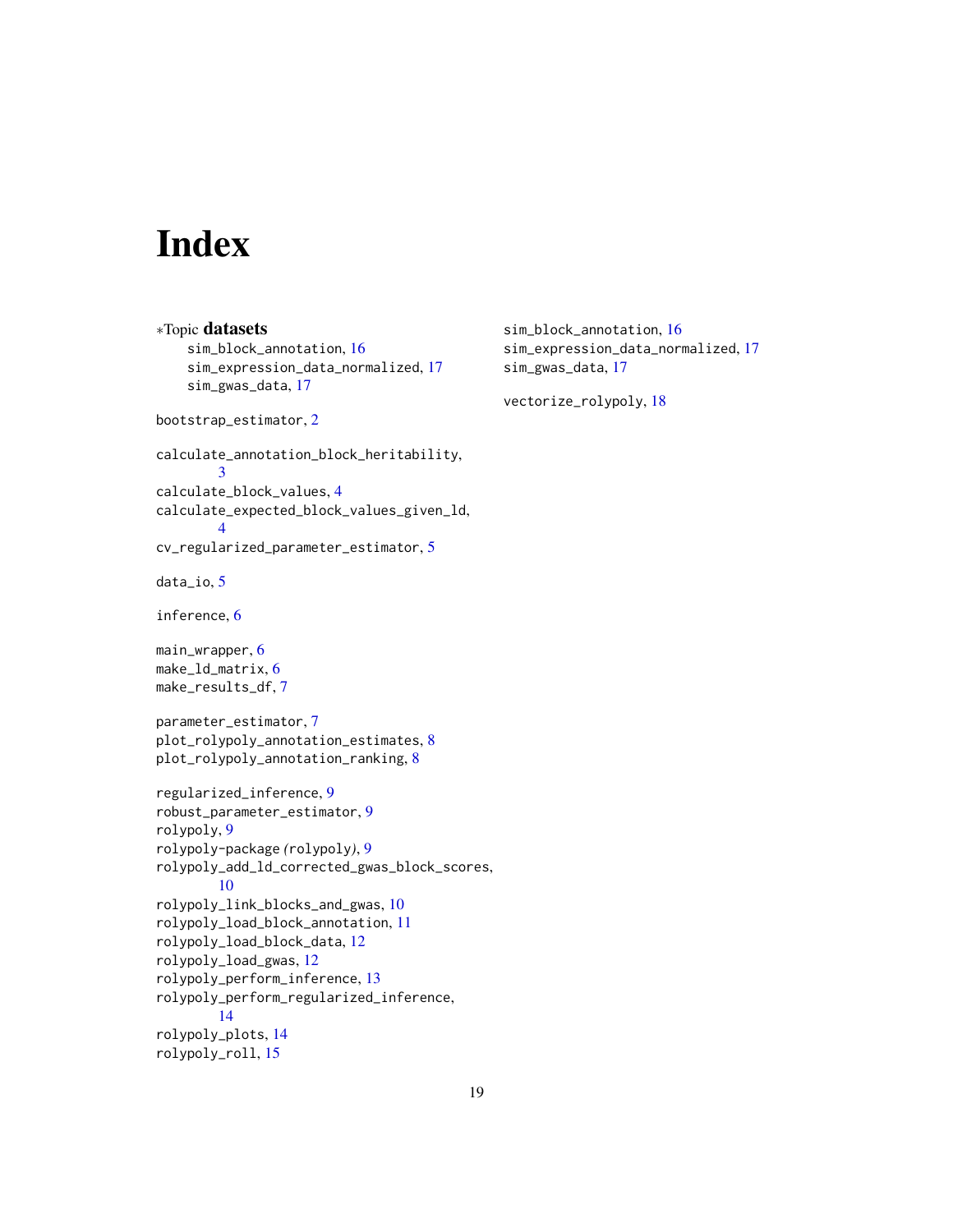# Index

∗Topic **datasets**
- sim_block_annotation, 16
- sim_expression_data_normalized, 17
- sim_gwas_data, 17

bootstrap_estimator, 2

calculate_annotation_block_heritability, 3
calculate_block_values, 4
calculate_expected_block_values_given_ld, 4
cv_regularized_parameter_estimator, 5

data_io, 5

inference, 6

main_wrapper, 6
make_ld_matrix, 6
make_results_df, 7

parameter_estimator, 7
plot_rolypoly_annotation_estimates, 8
plot_rolypoly_annotation_ranking, 8

regularized_inference, 9
robust_parameter_estimator, 9
rolypoly, 9
rolypoly-package *(rolypoly)*, 9
rolypoly_add_ld_corrected_gwas_block_scores, 10
rolypoly_link_blocks_and_gwas, 10
rolypoly_load_block_annotation, 11
rolypoly_load_block_data, 12
rolypoly_load_gwas, 12
rolypoly_perform_inference, 13
rolypoly_perform_regularized_inference, 14
rolypoly_plots, 14
rolypoly_roll, 15

sim_block_annotation, 16
sim_expression_data_normalized, 17
sim_gwas_data, 17

vectorize_rolypoly, 18